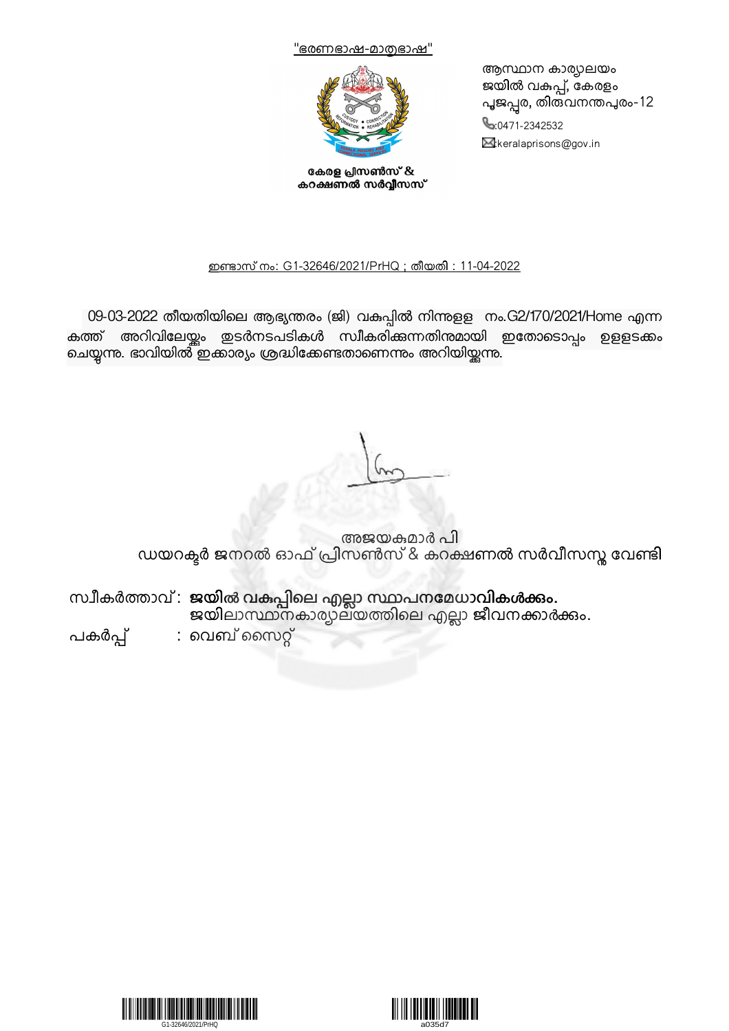"ഭരണഭാഷ-മാതൃഭാഷ"

കേരള പ്രിസൺസ് & കറക്ഷണൽ സർവ്വീസസ്

ആസ്ഥാന കാര്യാലയം
ജയിൽ വകുപ്പ്, കേരളം
പൂജപ്പുര, തിരുവനന്തപുരം-12
:0471-2342532
:keralaprisons@gov.in

ഇണ്ടാസ് നം: G1-32646/2021/PrHQ ; തീയതി : 11-04-2022

09-03-2022 തീയതിയിലെ ആഭ്യന്തരം (ജി) വകുപ്പിൽ നിന്നുള്ള നം.G2/170/2021/Home എന്ന കത്ത് അറിവിലേയ്ക്കും തുടർനടപടികൾ സ്വീകരിക്കുന്നതിനുമായി ഇതോടൊപ്പം ഉള്ളടക്കം ചെയ്യുന്നു. ഭാവിയിൽ ഇക്കാര്യം ശ്രദ്ധിക്കേണ്ടതാണെന്നും അറിയിയ്ക്കുന്നു.

അജയകുമാർ പി
ഡയറക്ടർ ജനറൽ ഓഫ് പ്രിസൺസ് & കറക്ഷണൽ സർവീസസ്സ വേണ്ടി

സ്വീകർത്താവ്: **ജയിൽ വകുപ്പിലെ എല്ലാ സ്ഥാപനമേധാവികൾക്കും.**
**ജയിലാസ്ഥാനകാര്യാലയത്തിലെ എല്ലാ ജീവനക്കാർക്കും.**

പകർപ്പ് : വെബ് സൈറ്റ്

G1-32646/2021/PrHQ

a035d7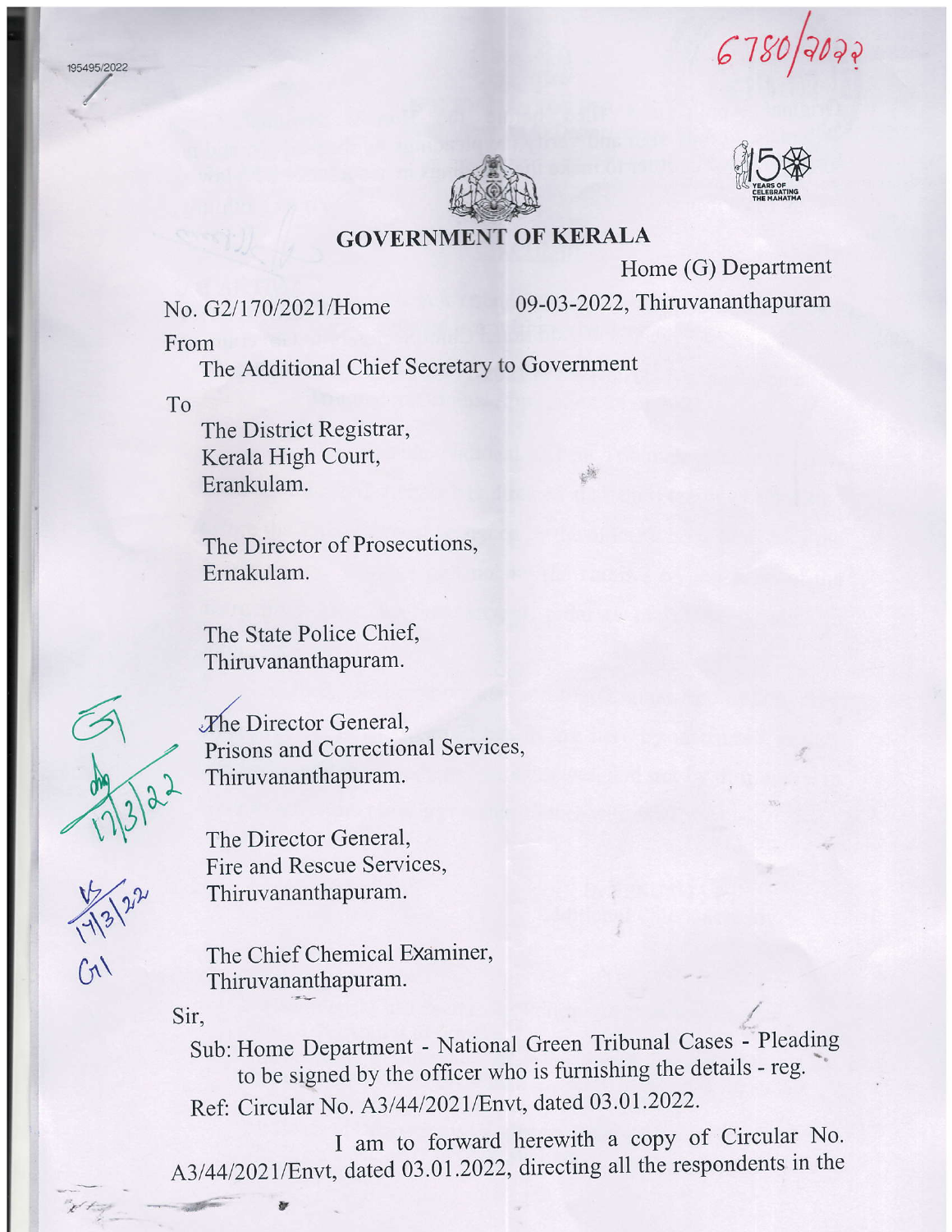# GOVERNMENT OF KERALA

Home (G) Department

No. G2/170/2021/Home

09-03-2022, Thiruvananthapuram

From

The Additional Chief Secretary to Government

To

The District Registrar,
Kerala High Court,
Erankulam.

The Director of Prosecutions,
Ernakulam.

The State Police Chief,
Thiruvananthapuram.

The Director General,
Prisons and Correctional Services,
Thiruvananthapuram.

The Director General,
Fire and Rescue Services,
Thiruvananthapuram.

The Chief Chemical Examiner,
Thiruvananthapuram.

Sir,

Sub: Home Department - National Green Tribunal Cases - Pleading to be signed by the officer who is furnishing the details - reg.

Ref: Circular No. A3/44/2021/Envt, dated 03.01.2022.

I am to forward herewith a copy of Circular No. A3/44/2021/Envt, dated 03.01.2022, directing all the respondents in the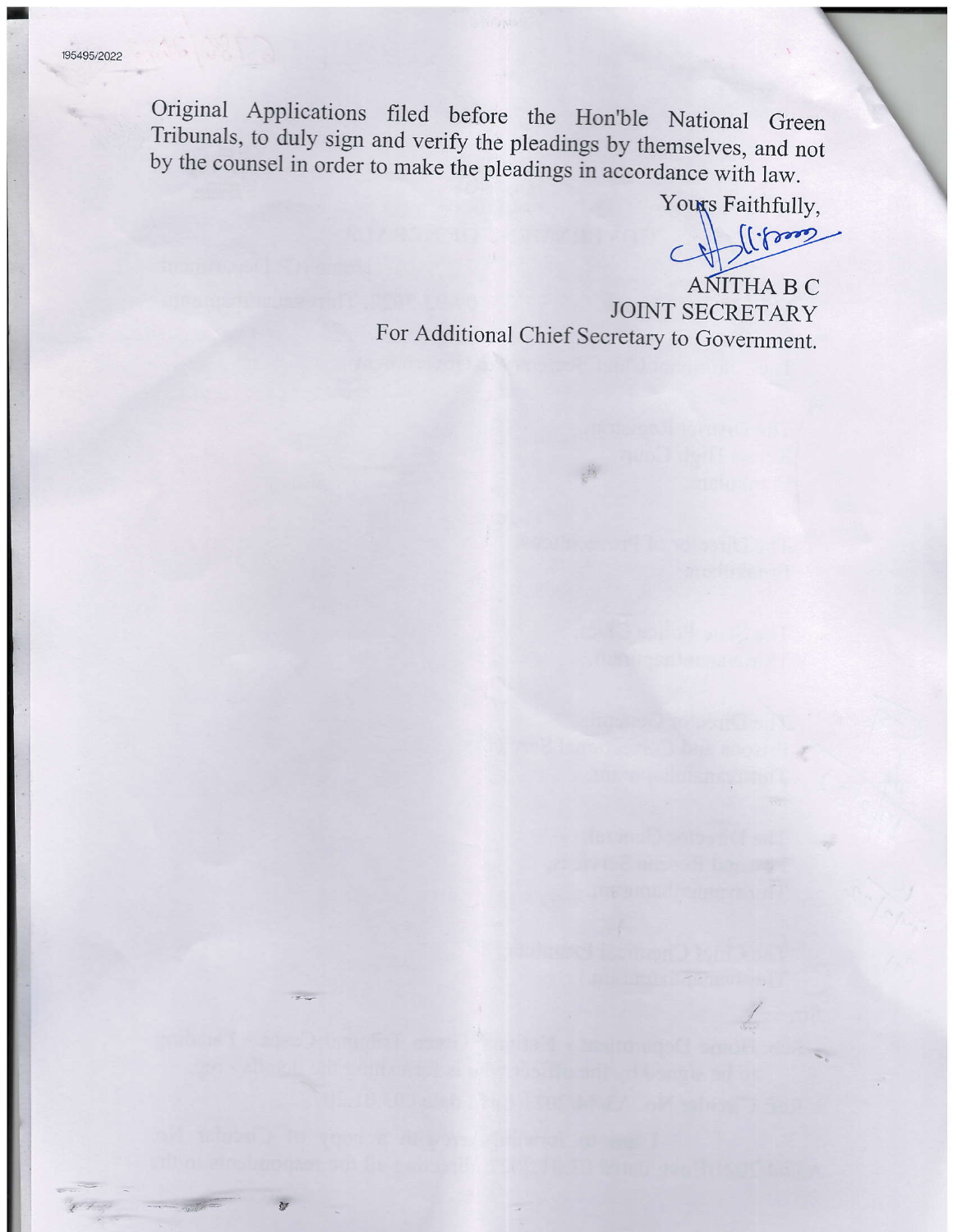Original Applications filed before the Hon'ble National Green Tribunals, to duly sign and verify the pleadings by themselves, and not by the counsel in order to make the pleadings in accordance with law.

Yours Faithfully,

ANITHA B C
JOINT SECRETARY
For Additional Chief Secretary to Government.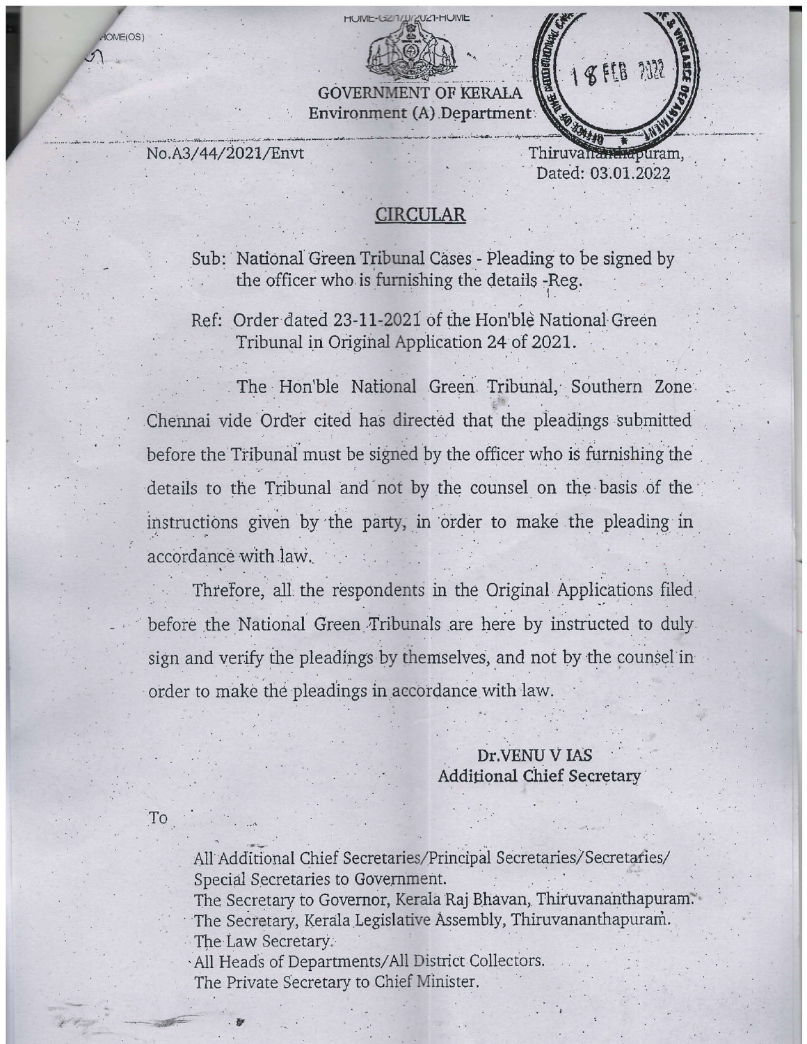HOME-G2/170/2021-HOME

HOME(OS)

GOVERNMENT OF KERALA
Environment (A) Department

18 FEB 2022

No.A3/44/2021/Envt

Thiruvananthapuram,
Dated: 03.01.2022

## CIRCULAR

Sub: National Green Tribunal Cases - Pleading to be signed by the officer who is furnishing the details -Reg.

Ref: Order dated 23-11-2021 of the Hon'ble National Green Tribunal in Original Application 24 of 2021.

The Hon'ble National Green Tribunal, Southern Zone Chennai vide Order cited has directed that the pleadings submitted before the Tribunal must be signed by the officer who is furnishing the details to the Tribunal and not by the counsel on the basis of the instructions given by the party, in order to make the pleading in accordance with law.

Threfore, all the respondents in the Original Applications filed before the National Green Tribunals are here by instructed to duly sign and verify the pleadings by themselves, and not by the counsel in order to make the pleadings in accordance with law.

**Dr.VENU V IAS**
**Additional Chief Secretary**

To

All Additional Chief Secretaries/Principal Secretaries/Secretaries/ Special Secretaries to Government.
The Secretary to Governor, Kerala Raj Bhavan, Thiruvananthapuram.
The Secretary, Kerala Legislative Assembly, Thiruvananthapuram.
The Law Secretary.
All Heads of Departments/All District Collectors.
The Private Secretary to Chief Minister.